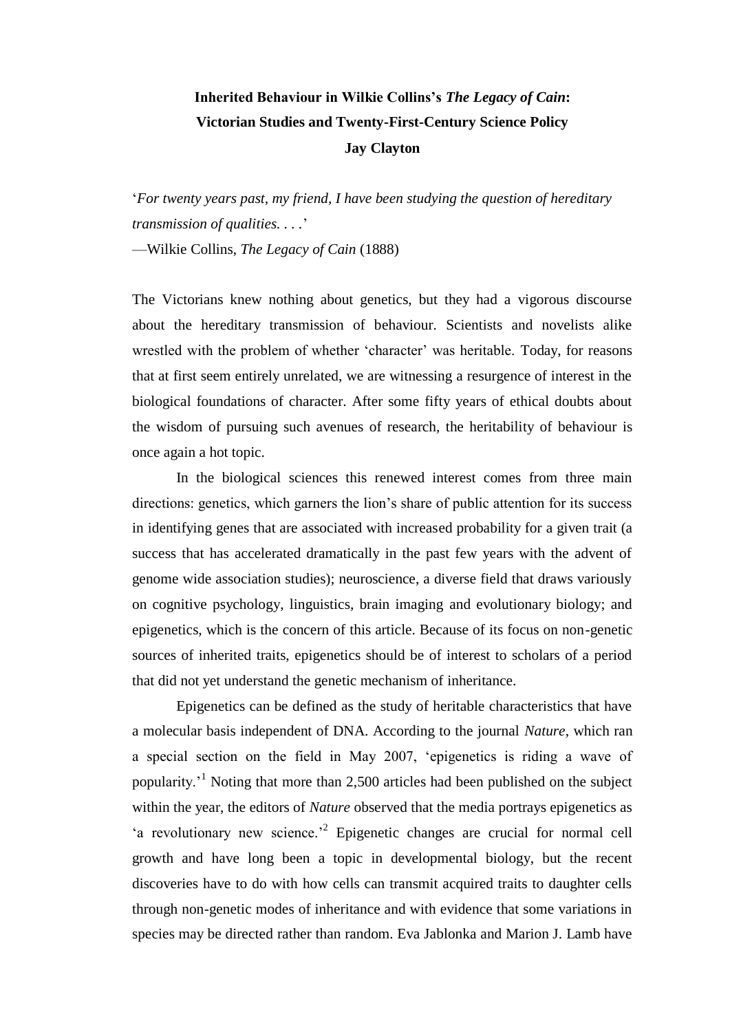# Inherited Behaviour in Wilkie Collins's *The Legacy of Cain*: Victorian Studies and Twenty-First-Century Science Policy

**Jay Clayton**

'*For twenty years past, my friend, I have been studying the question of hereditary transmission of qualities. . . .*'
—Wilkie Collins, *The Legacy of Cain* (1888)

The Victorians knew nothing about genetics, but they had a vigorous discourse about the hereditary transmission of behaviour. Scientists and novelists alike wrestled with the problem of whether 'character' was heritable. Today, for reasons that at first seem entirely unrelated, we are witnessing a resurgence of interest in the biological foundations of character. After some fifty years of ethical doubts about the wisdom of pursuing such avenues of research, the heritability of behaviour is once again a hot topic.

In the biological sciences this renewed interest comes from three main directions: genetics, which garners the lion's share of public attention for its success in identifying genes that are associated with increased probability for a given trait (a success that has accelerated dramatically in the past few years with the advent of genome wide association studies); neuroscience, a diverse field that draws variously on cognitive psychology, linguistics, brain imaging and evolutionary biology; and epigenetics, which is the concern of this article. Because of its focus on non-genetic sources of inherited traits, epigenetics should be of interest to scholars of a period that did not yet understand the genetic mechanism of inheritance.

Epigenetics can be defined as the study of heritable characteristics that have a molecular basis independent of DNA. According to the journal *Nature*, which ran a special section on the field in May 2007, 'epigenetics is riding a wave of popularity.'[1] Noting that more than 2,500 articles had been published on the subject within the year, the editors of *Nature* observed that the media portrays epigenetics as 'a revolutionary new science.'[2] Epigenetic changes are crucial for normal cell growth and have long been a topic in developmental biology, but the recent discoveries have to do with how cells can transmit acquired traits to daughter cells through non-genetic modes of inheritance and with evidence that some variations in species may be directed rather than random. Eva Jablonka and Marion J. Lamb have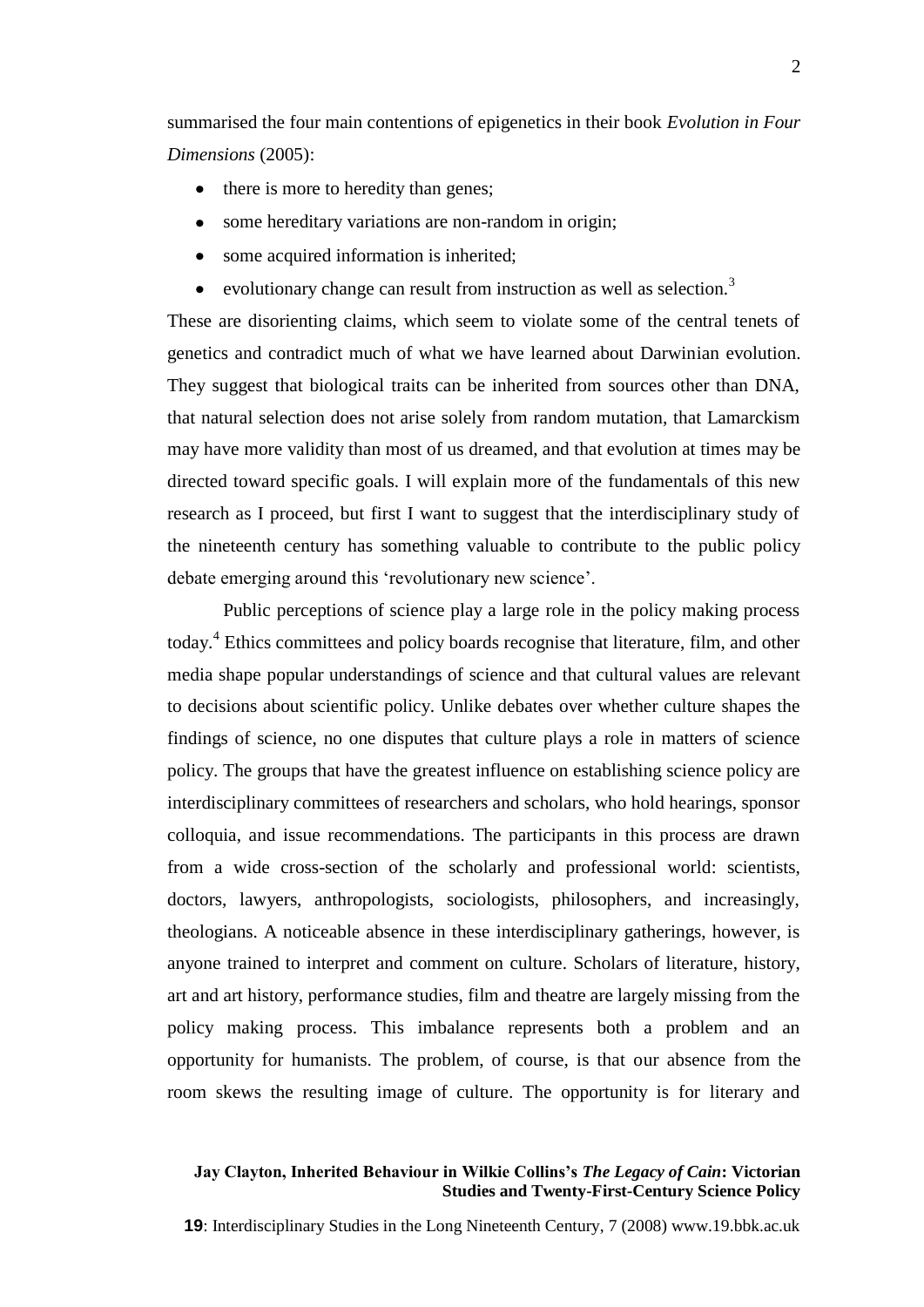summarised the four main contentions of epigenetics in their book *Evolution in Four Dimensions* (2005):

- there is more to heredity than genes;
- some hereditary variations are non-random in origin;
- some acquired information is inherited;
- evolutionary change can result from instruction as well as selection.[3]

These are disorienting claims, which seem to violate some of the central tenets of genetics and contradict much of what we have learned about Darwinian evolution. They suggest that biological traits can be inherited from sources other than DNA, that natural selection does not arise solely from random mutation, that Lamarckism may have more validity than most of us dreamed, and that evolution at times may be directed toward specific goals. I will explain more of the fundamentals of this new research as I proceed, but first I want to suggest that the interdisciplinary study of the nineteenth century has something valuable to contribute to the public policy debate emerging around this 'revolutionary new science'.

Public perceptions of science play a large role in the policy making process today.[4] Ethics committees and policy boards recognise that literature, film, and other media shape popular understandings of science and that cultural values are relevant to decisions about scientific policy. Unlike debates over whether culture shapes the findings of science, no one disputes that culture plays a role in matters of science policy. The groups that have the greatest influence on establishing science policy are interdisciplinary committees of researchers and scholars, who hold hearings, sponsor colloquia, and issue recommendations. The participants in this process are drawn from a wide cross-section of the scholarly and professional world: scientists, doctors, lawyers, anthropologists, sociologists, philosophers, and increasingly, theologians. A noticeable absence in these interdisciplinary gatherings, however, is anyone trained to interpret and comment on culture. Scholars of literature, history, art and art history, performance studies, film and theatre are largely missing from the policy making process. This imbalance represents both a problem and an opportunity for humanists. The problem, of course, is that our absence from the room skews the resulting image of culture. The opportunity is for literary and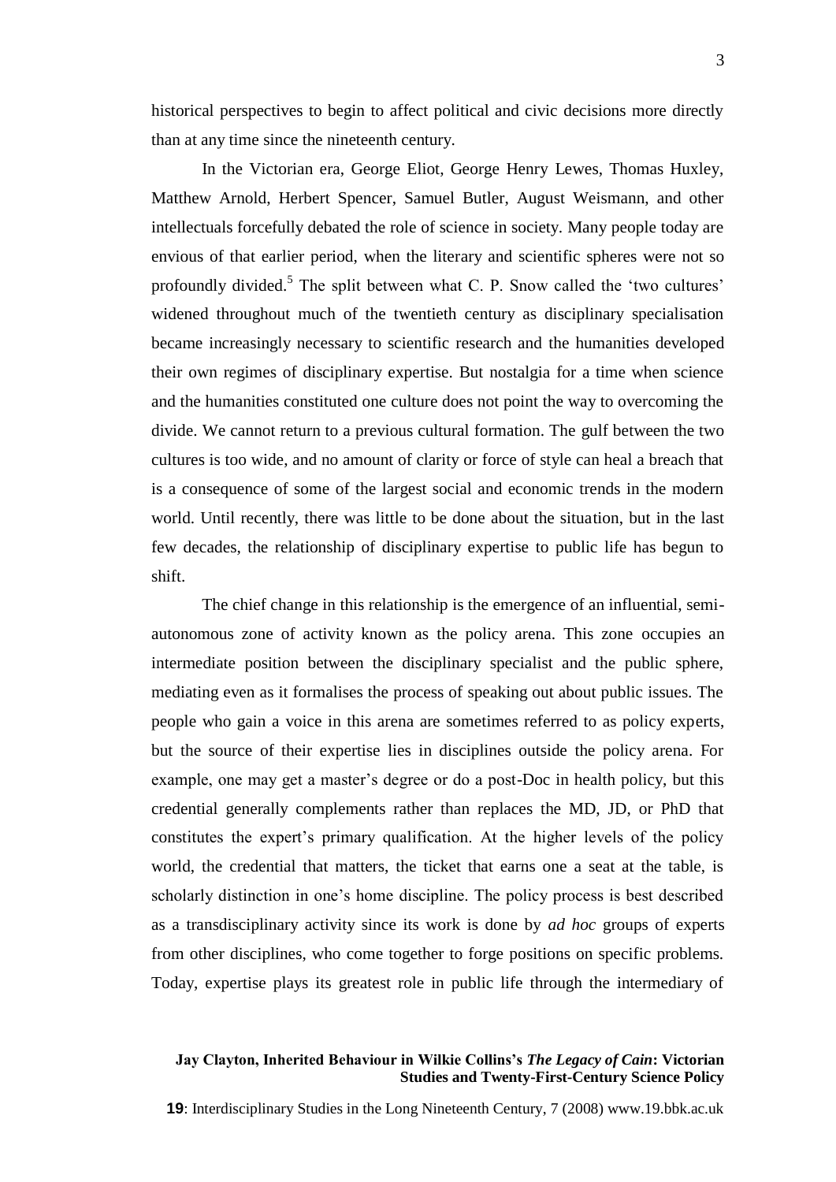historical perspectives to begin to affect political and civic decisions more directly than at any time since the nineteenth century.

In the Victorian era, George Eliot, George Henry Lewes, Thomas Huxley, Matthew Arnold, Herbert Spencer, Samuel Butler, August Weismann, and other intellectuals forcefully debated the role of science in society. Many people today are envious of that earlier period, when the literary and scientific spheres were not so profoundly divided.[5] The split between what C. P. Snow called the 'two cultures' widened throughout much of the twentieth century as disciplinary specialisation became increasingly necessary to scientific research and the humanities developed their own regimes of disciplinary expertise. But nostalgia for a time when science and the humanities constituted one culture does not point the way to overcoming the divide. We cannot return to a previous cultural formation. The gulf between the two cultures is too wide, and no amount of clarity or force of style can heal a breach that is a consequence of some of the largest social and economic trends in the modern world. Until recently, there was little to be done about the situation, but in the last few decades, the relationship of disciplinary expertise to public life has begun to shift.

The chief change in this relationship is the emergence of an influential, semi-autonomous zone of activity known as the policy arena. This zone occupies an intermediate position between the disciplinary specialist and the public sphere, mediating even as it formalises the process of speaking out about public issues. The people who gain a voice in this arena are sometimes referred to as policy experts, but the source of their expertise lies in disciplines outside the policy arena. For example, one may get a master's degree or do a post-Doc in health policy, but this credential generally complements rather than replaces the MD, JD, or PhD that constitutes the expert's primary qualification. At the higher levels of the policy world, the credential that matters, the ticket that earns one a seat at the table, is scholarly distinction in one's home discipline. The policy process is best described as a transdisciplinary activity since its work is done by *ad hoc* groups of experts from other disciplines, who come together to forge positions on specific problems. Today, expertise plays its greatest role in public life through the intermediary of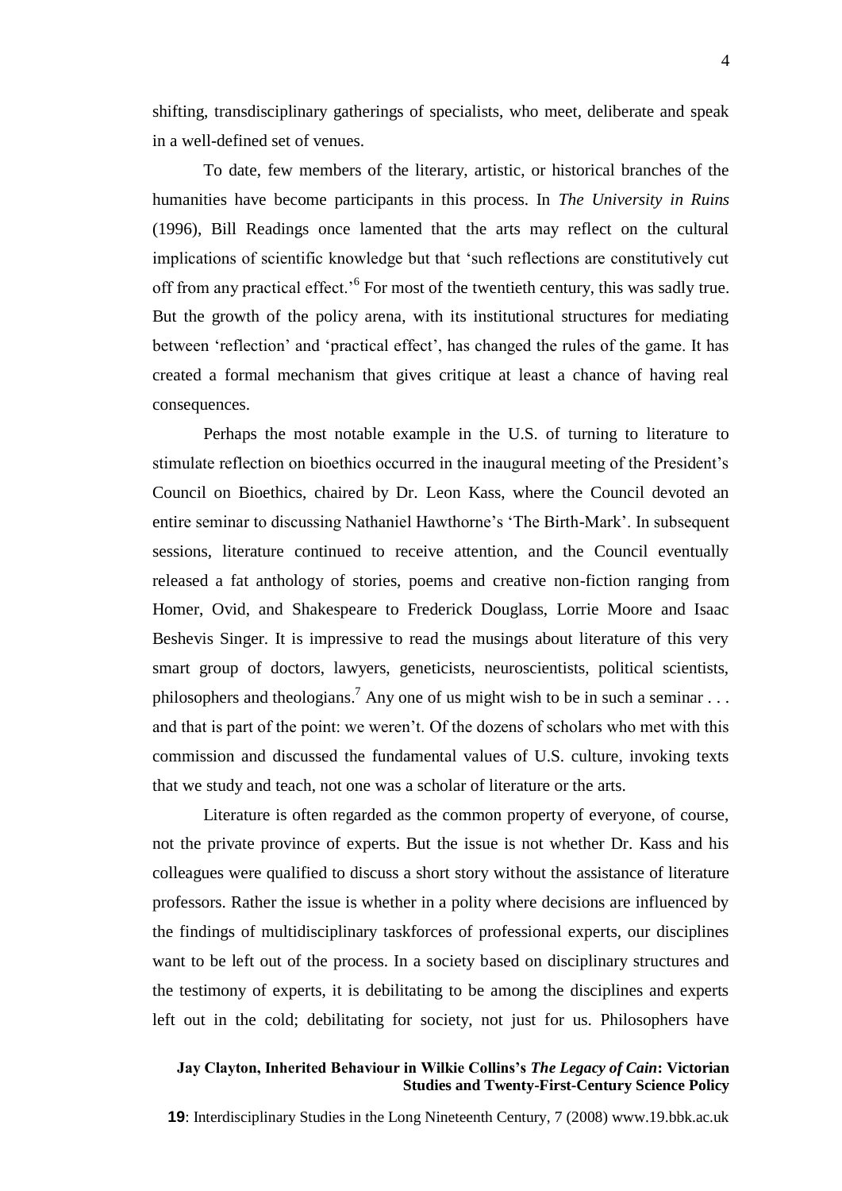shifting, transdisciplinary gatherings of specialists, who meet, deliberate and speak in a well-defined set of venues.

To date, few members of the literary, artistic, or historical branches of the humanities have become participants in this process. In *The University in Ruins* (1996), Bill Readings once lamented that the arts may reflect on the cultural implications of scientific knowledge but that 'such reflections are constitutively cut off from any practical effect.'[6] For most of the twentieth century, this was sadly true. But the growth of the policy arena, with its institutional structures for mediating between 'reflection' and 'practical effect', has changed the rules of the game. It has created a formal mechanism that gives critique at least a chance of having real consequences.

Perhaps the most notable example in the U.S. of turning to literature to stimulate reflection on bioethics occurred in the inaugural meeting of the President's Council on Bioethics, chaired by Dr. Leon Kass, where the Council devoted an entire seminar to discussing Nathaniel Hawthorne's 'The Birth-Mark'. In subsequent sessions, literature continued to receive attention, and the Council eventually released a fat anthology of stories, poems and creative non-fiction ranging from Homer, Ovid, and Shakespeare to Frederick Douglass, Lorrie Moore and Isaac Beshevis Singer. It is impressive to read the musings about literature of this very smart group of doctors, lawyers, geneticists, neuroscientists, political scientists, philosophers and theologians.[7] Any one of us might wish to be in such a seminar . . . and that is part of the point: we weren't. Of the dozens of scholars who met with this commission and discussed the fundamental values of U.S. culture, invoking texts that we study and teach, not one was a scholar of literature or the arts.

Literature is often regarded as the common property of everyone, of course, not the private province of experts. But the issue is not whether Dr. Kass and his colleagues were qualified to discuss a short story without the assistance of literature professors. Rather the issue is whether in a polity where decisions are influenced by the findings of multidisciplinary taskforces of professional experts, our disciplines want to be left out of the process. In a society based on disciplinary structures and the testimony of experts, it is debilitating to be among the disciplines and experts left out in the cold; debilitating for society, not just for us. Philosophers have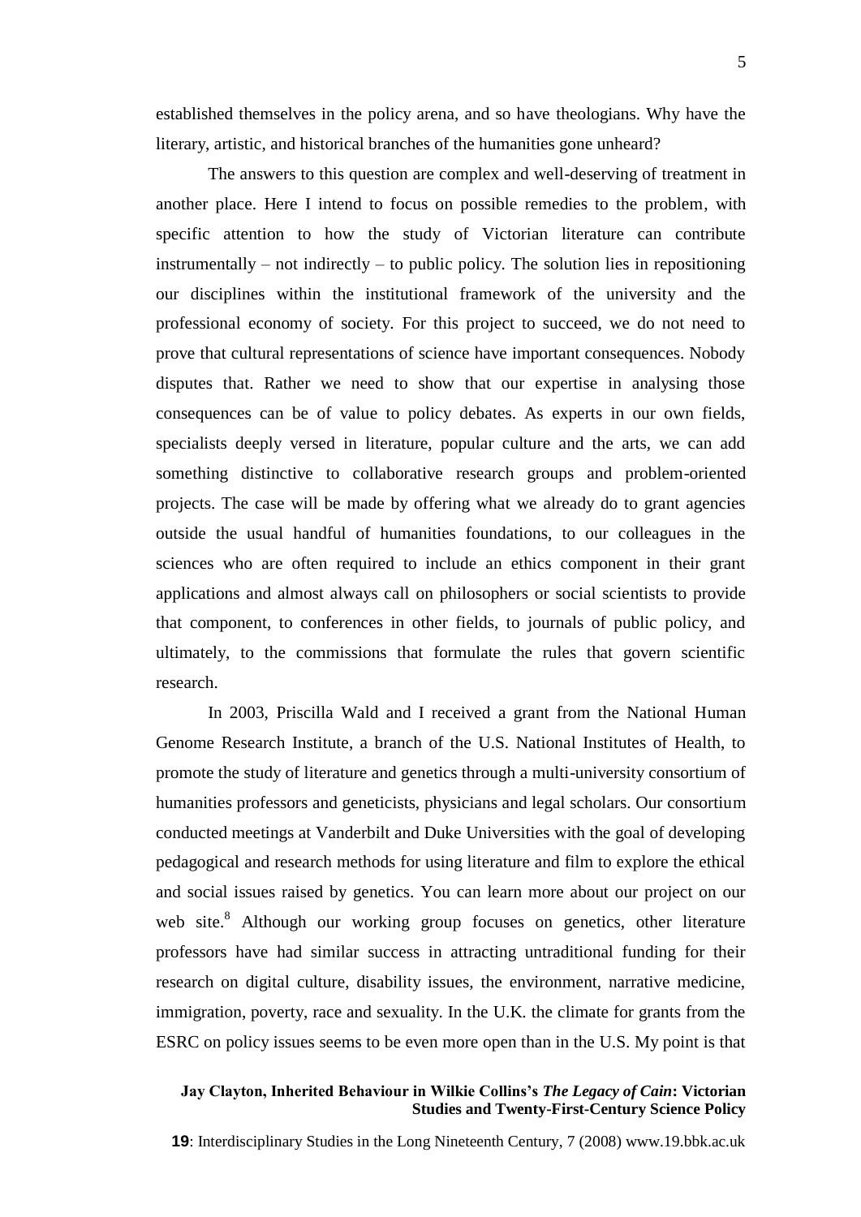established themselves in the policy arena, and so have theologians. Why have the literary, artistic, and historical branches of the humanities gone unheard?

The answers to this question are complex and well-deserving of treatment in another place. Here I intend to focus on possible remedies to the problem, with specific attention to how the study of Victorian literature can contribute instrumentally – not indirectly – to public policy. The solution lies in repositioning our disciplines within the institutional framework of the university and the professional economy of society. For this project to succeed, we do not need to prove that cultural representations of science have important consequences. Nobody disputes that. Rather we need to show that our expertise in analysing those consequences can be of value to policy debates. As experts in our own fields, specialists deeply versed in literature, popular culture and the arts, we can add something distinctive to collaborative research groups and problem-oriented projects. The case will be made by offering what we already do to grant agencies outside the usual handful of humanities foundations, to our colleagues in the sciences who are often required to include an ethics component in their grant applications and almost always call on philosophers or social scientists to provide that component, to conferences in other fields, to journals of public policy, and ultimately, to the commissions that formulate the rules that govern scientific research.

In 2003, Priscilla Wald and I received a grant from the National Human Genome Research Institute, a branch of the U.S. National Institutes of Health, to promote the study of literature and genetics through a multi-university consortium of humanities professors and geneticists, physicians and legal scholars. Our consortium conducted meetings at Vanderbilt and Duke Universities with the goal of developing pedagogical and research methods for using literature and film to explore the ethical and social issues raised by genetics. You can learn more about our project on our web site.[8] Although our working group focuses on genetics, other literature professors have had similar success in attracting untraditional funding for their research on digital culture, disability issues, the environment, narrative medicine, immigration, poverty, race and sexuality. In the U.K. the climate for grants from the ESRC on policy issues seems to be even more open than in the U.S. My point is that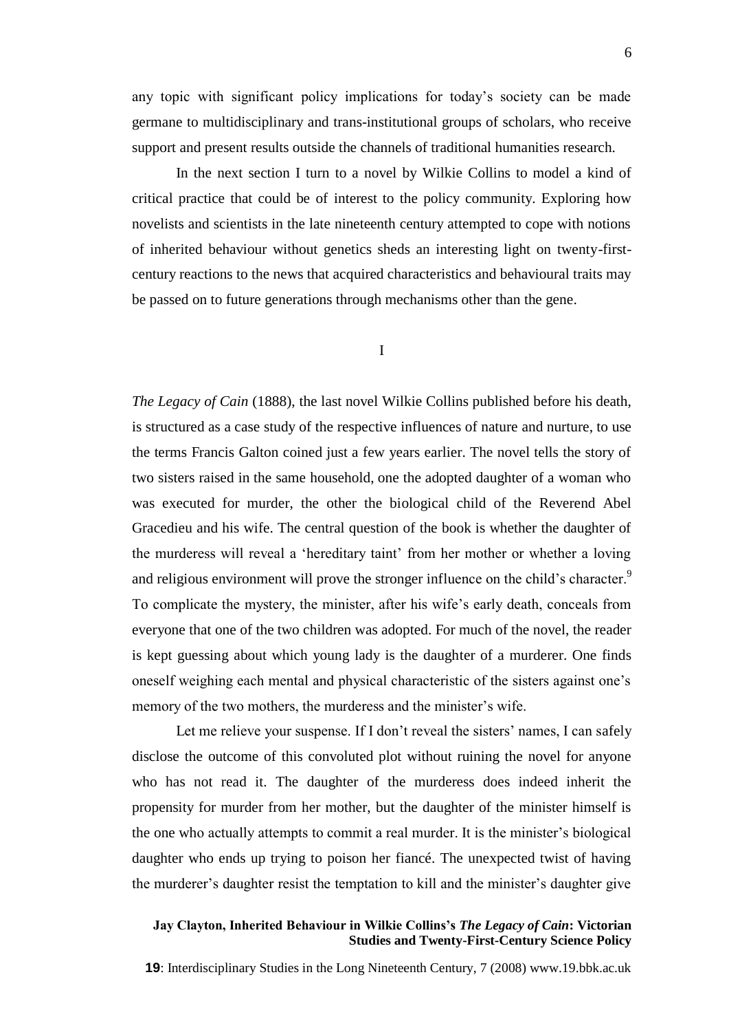any topic with significant policy implications for today's society can be made germane to multidisciplinary and trans-institutional groups of scholars, who receive support and present results outside the channels of traditional humanities research.

In the next section I turn to a novel by Wilkie Collins to model a kind of critical practice that could be of interest to the policy community. Exploring how novelists and scientists in the late nineteenth century attempted to cope with notions of inherited behaviour without genetics sheds an interesting light on twenty-first-century reactions to the news that acquired characteristics and behavioural traits may be passed on to future generations through mechanisms other than the gene.

I

*The Legacy of Cain* (1888), the last novel Wilkie Collins published before his death, is structured as a case study of the respective influences of nature and nurture, to use the terms Francis Galton coined just a few years earlier. The novel tells the story of two sisters raised in the same household, one the adopted daughter of a woman who was executed for murder, the other the biological child of the Reverend Abel Gracedieu and his wife. The central question of the book is whether the daughter of the murderess will reveal a 'hereditary taint' from her mother or whether a loving and religious environment will prove the stronger influence on the child's character.[9] To complicate the mystery, the minister, after his wife's early death, conceals from everyone that one of the two children was adopted. For much of the novel, the reader is kept guessing about which young lady is the daughter of a murderer. One finds oneself weighing each mental and physical characteristic of the sisters against one's memory of the two mothers, the murderess and the minister's wife.

Let me relieve your suspense. If I don't reveal the sisters' names, I can safely disclose the outcome of this convoluted plot without ruining the novel for anyone who has not read it. The daughter of the murderess does indeed inherit the propensity for murder from her mother, but the daughter of the minister himself is the one who actually attempts to commit a real murder. It is the minister's biological daughter who ends up trying to poison her fiancé. The unexpected twist of having the murderer's daughter resist the temptation to kill and the minister's daughter give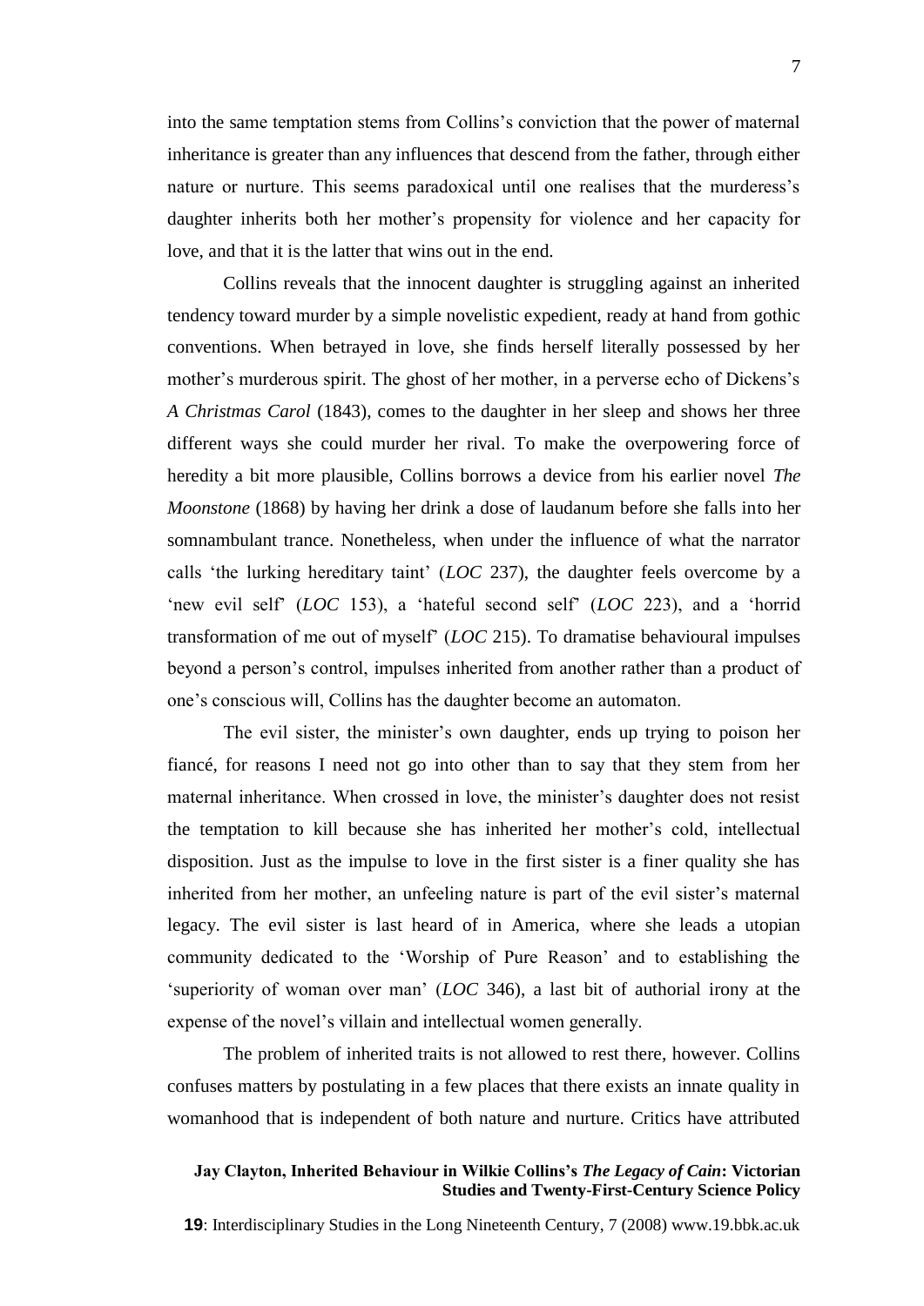into the same temptation stems from Collins's conviction that the power of maternal inheritance is greater than any influences that descend from the father, through either nature or nurture. This seems paradoxical until one realises that the murderess's daughter inherits both her mother's propensity for violence and her capacity for love, and that it is the latter that wins out in the end.

Collins reveals that the innocent daughter is struggling against an inherited tendency toward murder by a simple novelistic expedient, ready at hand from gothic conventions. When betrayed in love, she finds herself literally possessed by her mother's murderous spirit. The ghost of her mother, in a perverse echo of Dickens's *A Christmas Carol* (1843), comes to the daughter in her sleep and shows her three different ways she could murder her rival. To make the overpowering force of heredity a bit more plausible, Collins borrows a device from his earlier novel *The Moonstone* (1868) by having her drink a dose of laudanum before she falls into her somnambulant trance. Nonetheless, when under the influence of what the narrator calls 'the lurking hereditary taint' (*LOC* 237), the daughter feels overcome by a 'new evil self' (*LOC* 153), a 'hateful second self' (*LOC* 223), and a 'horrid transformation of me out of myself' (*LOC* 215). To dramatise behavioural impulses beyond a person's control, impulses inherited from another rather than a product of one's conscious will, Collins has the daughter become an automaton.

The evil sister, the minister's own daughter, ends up trying to poison her fiancé, for reasons I need not go into other than to say that they stem from her maternal inheritance. When crossed in love, the minister's daughter does not resist the temptation to kill because she has inherited her mother's cold, intellectual disposition. Just as the impulse to love in the first sister is a finer quality she has inherited from her mother, an unfeeling nature is part of the evil sister's maternal legacy. The evil sister is last heard of in America, where she leads a utopian community dedicated to the 'Worship of Pure Reason' and to establishing the 'superiority of woman over man' (*LOC* 346), a last bit of authorial irony at the expense of the novel's villain and intellectual women generally.

The problem of inherited traits is not allowed to rest there, however. Collins confuses matters by postulating in a few places that there exists an innate quality in womanhood that is independent of both nature and nurture. Critics have attributed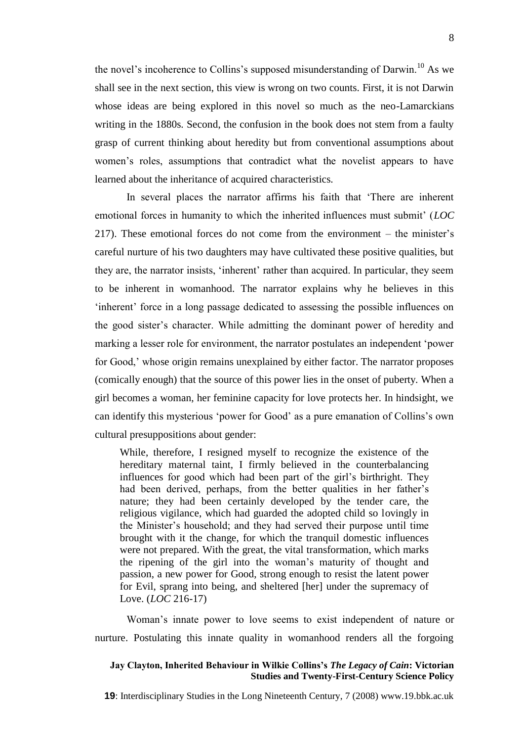the novel's incoherence to Collins's supposed misunderstanding of Darwin.[10] As we shall see in the next section, this view is wrong on two counts. First, it is not Darwin whose ideas are being explored in this novel so much as the neo-Lamarckians writing in the 1880s. Second, the confusion in the book does not stem from a faulty grasp of current thinking about heredity but from conventional assumptions about women's roles, assumptions that contradict what the novelist appears to have learned about the inheritance of acquired characteristics.

In several places the narrator affirms his faith that 'There are inherent emotional forces in humanity to which the inherited influences must submit' (*LOC* 217). These emotional forces do not come from the environment – the minister's careful nurture of his two daughters may have cultivated these positive qualities, but they are, the narrator insists, 'inherent' rather than acquired. In particular, they seem to be inherent in womanhood. The narrator explains why he believes in this 'inherent' force in a long passage dedicated to assessing the possible influences on the good sister's character. While admitting the dominant power of heredity and marking a lesser role for environment, the narrator postulates an independent 'power for Good,' whose origin remains unexplained by either factor. The narrator proposes (comically enough) that the source of this power lies in the onset of puberty. When a girl becomes a woman, her feminine capacity for love protects her. In hindsight, we can identify this mysterious 'power for Good' as a pure emanation of Collins's own cultural presuppositions about gender:

> While, therefore, I resigned myself to recognize the existence of the hereditary maternal taint, I firmly believed in the counterbalancing influences for good which had been part of the girl's birthright. They had been derived, perhaps, from the better qualities in her father's nature; they had been certainly developed by the tender care, the religious vigilance, which had guarded the adopted child so lovingly in the Minister's household; and they had served their purpose until time brought with it the change, for which the tranquil domestic influences were not prepared. With the great, the vital transformation, which marks the ripening of the girl into the woman's maturity of thought and passion, a new power for Good, strong enough to resist the latent power for Evil, sprang into being, and sheltered [her] under the supremacy of Love. (*LOC* 216-17)

Woman's innate power to love seems to exist independent of nature or nurture. Postulating this innate quality in womanhood renders all the forgoing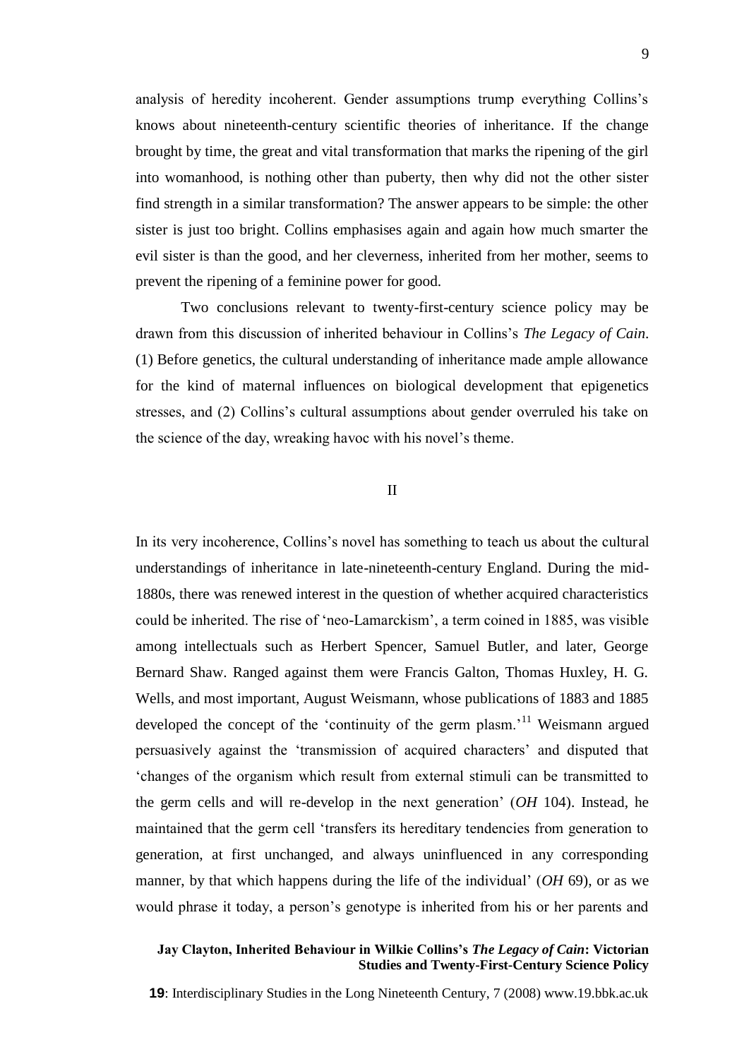analysis of heredity incoherent. Gender assumptions trump everything Collins's knows about nineteenth-century scientific theories of inheritance. If the change brought by time, the great and vital transformation that marks the ripening of the girl into womanhood, is nothing other than puberty, then why did not the other sister find strength in a similar transformation? The answer appears to be simple: the other sister is just too bright. Collins emphasises again and again how much smarter the evil sister is than the good, and her cleverness, inherited from her mother, seems to prevent the ripening of a feminine power for good.

Two conclusions relevant to twenty-first-century science policy may be drawn from this discussion of inherited behaviour in Collins's *The Legacy of Cain*. (1) Before genetics, the cultural understanding of inheritance made ample allowance for the kind of maternal influences on biological development that epigenetics stresses, and (2) Collins's cultural assumptions about gender overruled his take on the science of the day, wreaking havoc with his novel's theme.

## II

In its very incoherence, Collins's novel has something to teach us about the cultural understandings of inheritance in late-nineteenth-century England. During the mid-1880s, there was renewed interest in the question of whether acquired characteristics could be inherited. The rise of 'neo-Lamarckism', a term coined in 1885, was visible among intellectuals such as Herbert Spencer, Samuel Butler, and later, George Bernard Shaw. Ranged against them were Francis Galton, Thomas Huxley, H. G. Wells, and most important, August Weismann, whose publications of 1883 and 1885 developed the concept of the 'continuity of the germ plasm.'[11] Weismann argued persuasively against the 'transmission of acquired characters' and disputed that 'changes of the organism which result from external stimuli can be transmitted to the germ cells and will re-develop in the next generation' (*OH* 104). Instead, he maintained that the germ cell 'transfers its hereditary tendencies from generation to generation, at first unchanged, and always uninfluenced in any corresponding manner, by that which happens during the life of the individual' (*OH* 69), or as we would phrase it today, a person's genotype is inherited from his or her parents and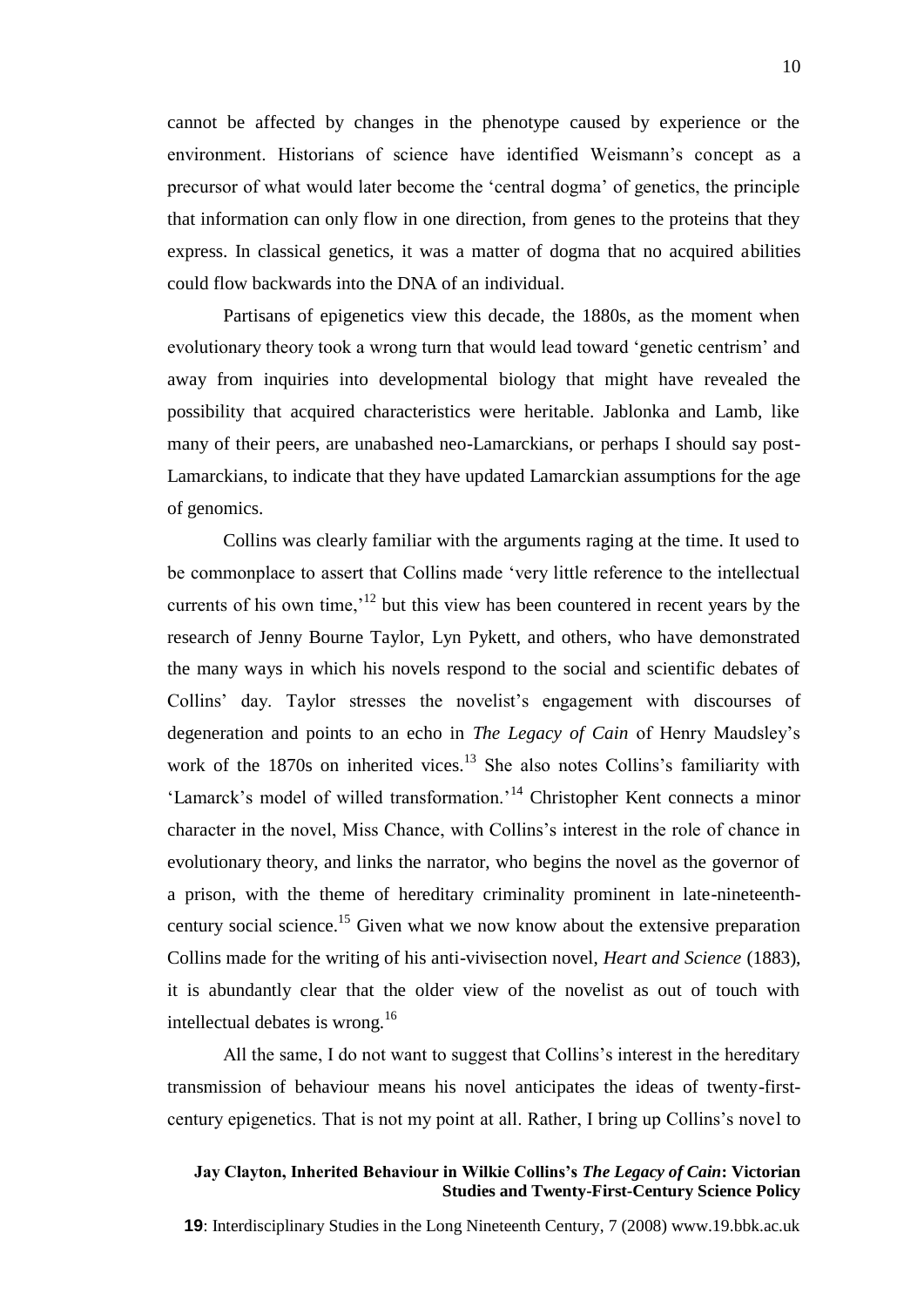cannot be affected by changes in the phenotype caused by experience or the environment. Historians of science have identified Weismann's concept as a precursor of what would later become the 'central dogma' of genetics, the principle that information can only flow in one direction, from genes to the proteins that they express. In classical genetics, it was a matter of dogma that no acquired abilities could flow backwards into the DNA of an individual.

Partisans of epigenetics view this decade, the 1880s, as the moment when evolutionary theory took a wrong turn that would lead toward 'genetic centrism' and away from inquiries into developmental biology that might have revealed the possibility that acquired characteristics were heritable. Jablonka and Lamb, like many of their peers, are unabashed neo-Lamarckians, or perhaps I should say post-Lamarckians, to indicate that they have updated Lamarckian assumptions for the age of genomics.

Collins was clearly familiar with the arguments raging at the time. It used to be commonplace to assert that Collins made 'very little reference to the intellectual currents of his own time,'[12] but this view has been countered in recent years by the research of Jenny Bourne Taylor, Lyn Pykett, and others, who have demonstrated the many ways in which his novels respond to the social and scientific debates of Collins' day. Taylor stresses the novelist's engagement with discourses of degeneration and points to an echo in *The Legacy of Cain* of Henry Maudsley's work of the 1870s on inherited vices.[13] She also notes Collins's familiarity with 'Lamarck's model of willed transformation.'[14] Christopher Kent connects a minor character in the novel, Miss Chance, with Collins's interest in the role of chance in evolutionary theory, and links the narrator, who begins the novel as the governor of a prison, with the theme of hereditary criminality prominent in late-nineteenth-century social science.[15] Given what we now know about the extensive preparation Collins made for the writing of his anti-vivisection novel, *Heart and Science* (1883), it is abundantly clear that the older view of the novelist as out of touch with intellectual debates is wrong.[16]

All the same, I do not want to suggest that Collins's interest in the hereditary transmission of behaviour means his novel anticipates the ideas of twenty-first-century epigenetics. That is not my point at all. Rather, I bring up Collins's novel to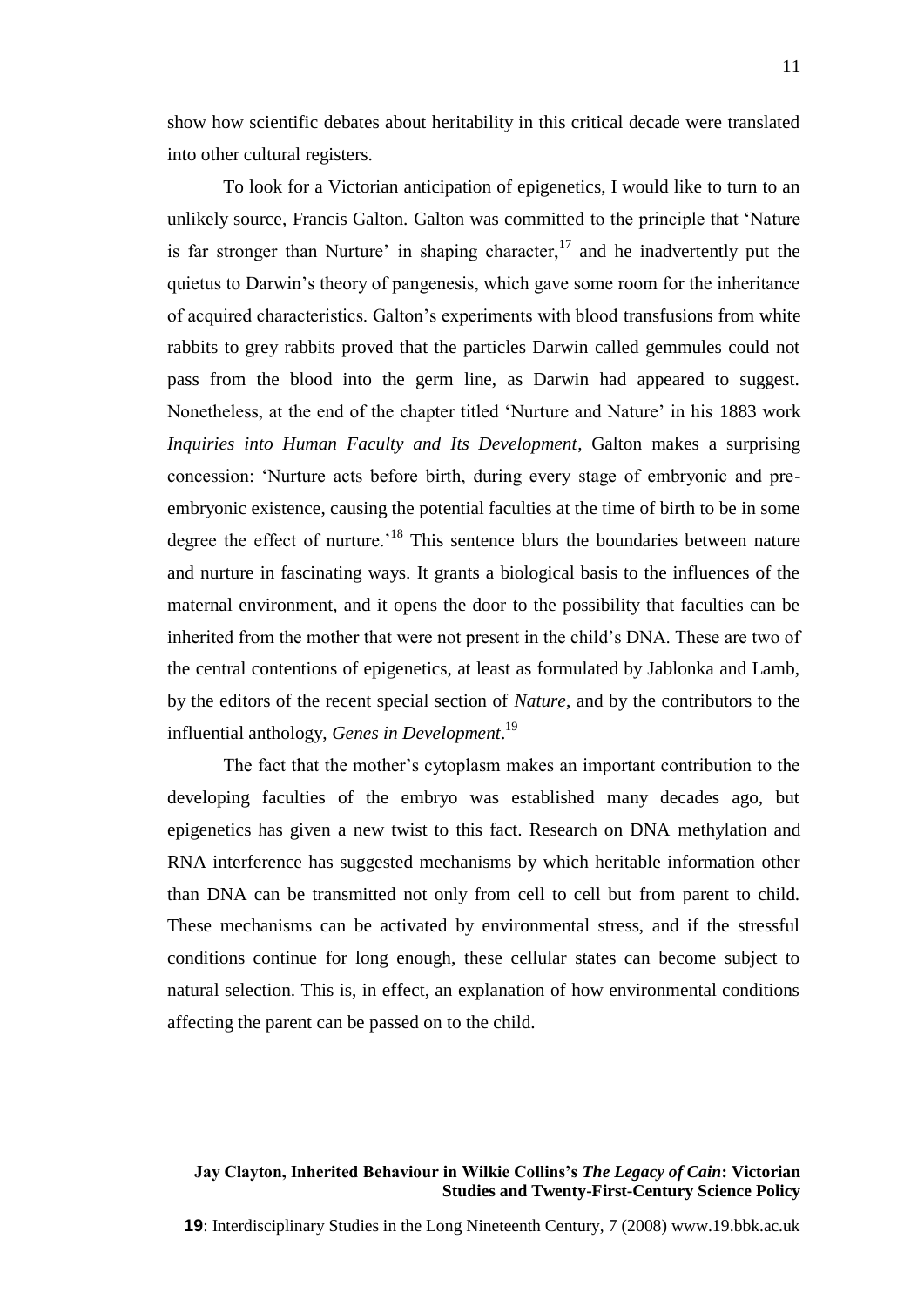show how scientific debates about heritability in this critical decade were translated into other cultural registers.

To look for a Victorian anticipation of epigenetics, I would like to turn to an unlikely source, Francis Galton. Galton was committed to the principle that 'Nature is far stronger than Nurture' in shaping character,[17] and he inadvertently put the quietus to Darwin's theory of pangenesis, which gave some room for the inheritance of acquired characteristics. Galton's experiments with blood transfusions from white rabbits to grey rabbits proved that the particles Darwin called gemmules could not pass from the blood into the germ line, as Darwin had appeared to suggest. Nonetheless, at the end of the chapter titled 'Nurture and Nature' in his 1883 work *Inquiries into Human Faculty and Its Development*, Galton makes a surprising concession: 'Nurture acts before birth, during every stage of embryonic and pre-embryonic existence, causing the potential faculties at the time of birth to be in some degree the effect of nurture.'[18] This sentence blurs the boundaries between nature and nurture in fascinating ways. It grants a biological basis to the influences of the maternal environment, and it opens the door to the possibility that faculties can be inherited from the mother that were not present in the child's DNA. These are two of the central contentions of epigenetics, at least as formulated by Jablonka and Lamb, by the editors of the recent special section of *Nature*, and by the contributors to the influential anthology, *Genes in Development*.[19]

The fact that the mother's cytoplasm makes an important contribution to the developing faculties of the embryo was established many decades ago, but epigenetics has given a new twist to this fact. Research on DNA methylation and RNA interference has suggested mechanisms by which heritable information other than DNA can be transmitted not only from cell to cell but from parent to child. These mechanisms can be activated by environmental stress, and if the stressful conditions continue for long enough, these cellular states can become subject to natural selection. This is, in effect, an explanation of how environmental conditions affecting the parent can be passed on to the child.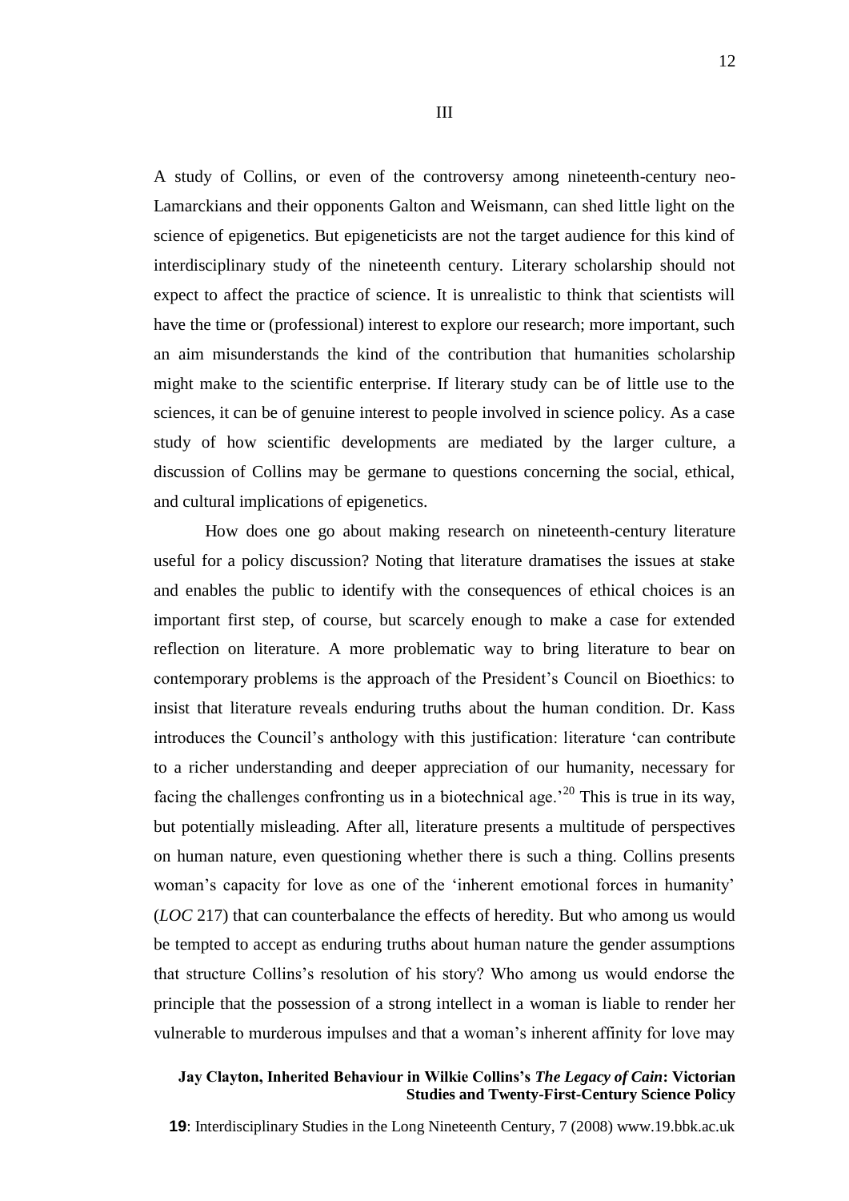III

A study of Collins, or even of the controversy among nineteenth-century neo-Lamarckians and their opponents Galton and Weismann, can shed little light on the science of epigenetics. But epigeneticists are not the target audience for this kind of interdisciplinary study of the nineteenth century. Literary scholarship should not expect to affect the practice of science. It is unrealistic to think that scientists will have the time or (professional) interest to explore our research; more important, such an aim misunderstands the kind of the contribution that humanities scholarship might make to the scientific enterprise. If literary study can be of little use to the sciences, it can be of genuine interest to people involved in science policy. As a case study of how scientific developments are mediated by the larger culture, a discussion of Collins may be germane to questions concerning the social, ethical, and cultural implications of epigenetics.

How does one go about making research on nineteenth-century literature useful for a policy discussion? Noting that literature dramatises the issues at stake and enables the public to identify with the consequences of ethical choices is an important first step, of course, but scarcely enough to make a case for extended reflection on literature. A more problematic way to bring literature to bear on contemporary problems is the approach of the President's Council on Bioethics: to insist that literature reveals enduring truths about the human condition. Dr. Kass introduces the Council's anthology with this justification: literature 'can contribute to a richer understanding and deeper appreciation of our humanity, necessary for facing the challenges confronting us in a biotechnical age.'[20] This is true in its way, but potentially misleading. After all, literature presents a multitude of perspectives on human nature, even questioning whether there is such a thing. Collins presents woman's capacity for love as one of the 'inherent emotional forces in humanity' (*LOC* 217) that can counterbalance the effects of heredity. But who among us would be tempted to accept as enduring truths about human nature the gender assumptions that structure Collins's resolution of his story? Who among us would endorse the principle that the possession of a strong intellect in a woman is liable to render her vulnerable to murderous impulses and that a woman's inherent affinity for love may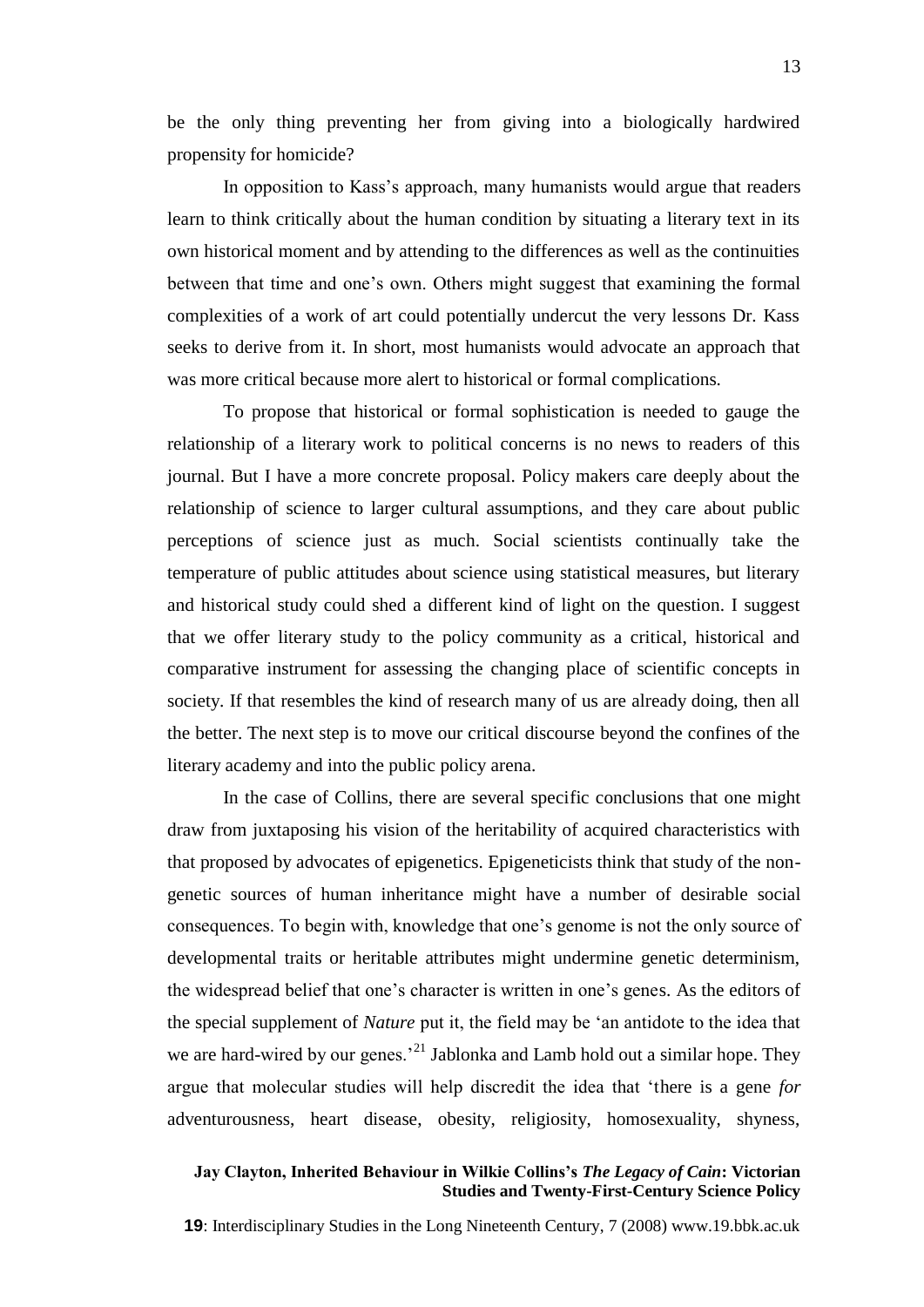be the only thing preventing her from giving into a biologically hardwired propensity for homicide?

In opposition to Kass's approach, many humanists would argue that readers learn to think critically about the human condition by situating a literary text in its own historical moment and by attending to the differences as well as the continuities between that time and one's own. Others might suggest that examining the formal complexities of a work of art could potentially undercut the very lessons Dr. Kass seeks to derive from it. In short, most humanists would advocate an approach that was more critical because more alert to historical or formal complications.

To propose that historical or formal sophistication is needed to gauge the relationship of a literary work to political concerns is no news to readers of this journal. But I have a more concrete proposal. Policy makers care deeply about the relationship of science to larger cultural assumptions, and they care about public perceptions of science just as much. Social scientists continually take the temperature of public attitudes about science using statistical measures, but literary and historical study could shed a different kind of light on the question. I suggest that we offer literary study to the policy community as a critical, historical and comparative instrument for assessing the changing place of scientific concepts in society. If that resembles the kind of research many of us are already doing, then all the better. The next step is to move our critical discourse beyond the confines of the literary academy and into the public policy arena.

In the case of Collins, there are several specific conclusions that one might draw from juxtaposing his vision of the heritability of acquired characteristics with that proposed by advocates of epigenetics. Epigeneticists think that study of the non-genetic sources of human inheritance might have a number of desirable social consequences. To begin with, knowledge that one's genome is not the only source of developmental traits or heritable attributes might undermine genetic determinism, the widespread belief that one's character is written in one's genes. As the editors of the special supplement of *Nature* put it, the field may be 'an antidote to the idea that we are hard-wired by our genes.'[21] Jablonka and Lamb hold out a similar hope. They argue that molecular studies will help discredit the idea that 'there is a gene *for* adventurousness, heart disease, obesity, religiosity, homosexuality, shyness,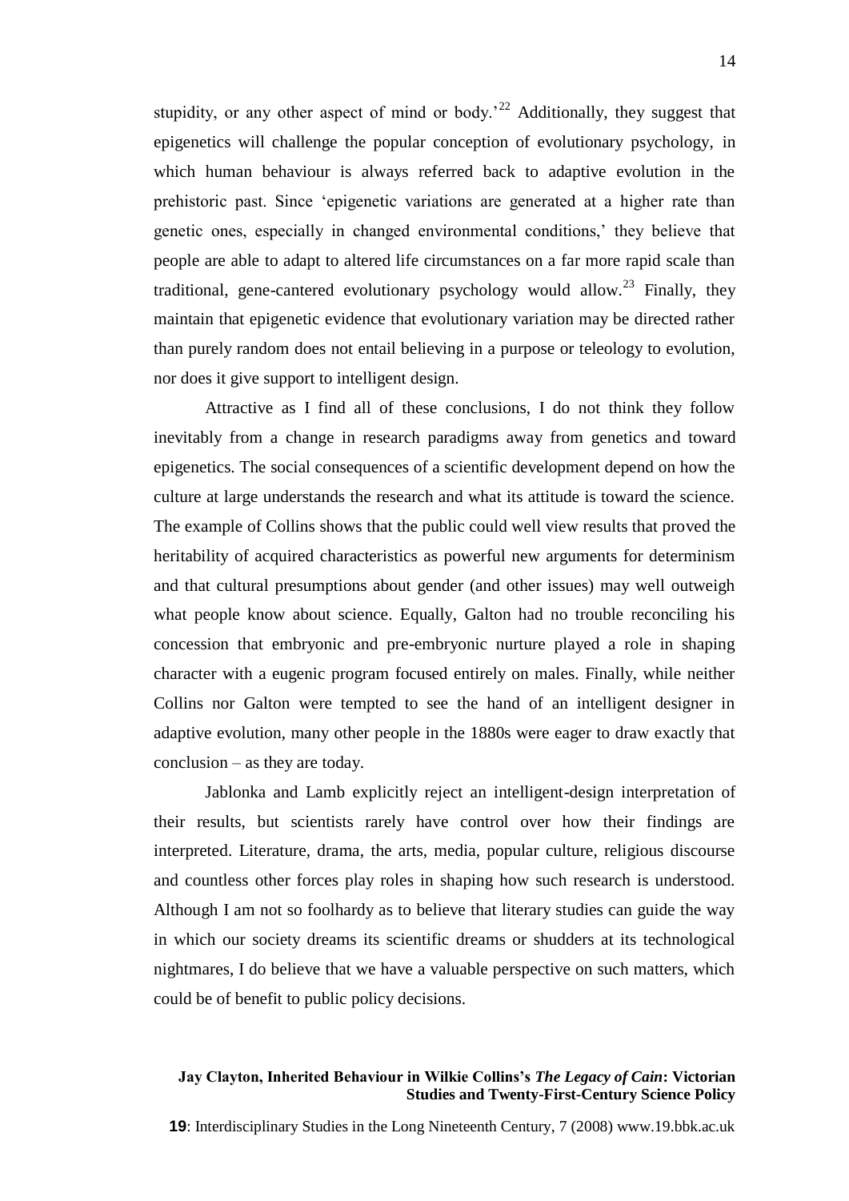stupidity, or any other aspect of mind or body.'[22] Additionally, they suggest that epigenetics will challenge the popular conception of evolutionary psychology, in which human behaviour is always referred back to adaptive evolution in the prehistoric past. Since 'epigenetic variations are generated at a higher rate than genetic ones, especially in changed environmental conditions,' they believe that people are able to adapt to altered life circumstances on a far more rapid scale than traditional, gene-cantered evolutionary psychology would allow.[23] Finally, they maintain that epigenetic evidence that evolutionary variation may be directed rather than purely random does not entail believing in a purpose or teleology to evolution, nor does it give support to intelligent design.

Attractive as I find all of these conclusions, I do not think they follow inevitably from a change in research paradigms away from genetics and toward epigenetics. The social consequences of a scientific development depend on how the culture at large understands the research and what its attitude is toward the science. The example of Collins shows that the public could well view results that proved the heritability of acquired characteristics as powerful new arguments for determinism and that cultural presumptions about gender (and other issues) may well outweigh what people know about science. Equally, Galton had no trouble reconciling his concession that embryonic and pre-embryonic nurture played a role in shaping character with a eugenic program focused entirely on males. Finally, while neither Collins nor Galton were tempted to see the hand of an intelligent designer in adaptive evolution, many other people in the 1880s were eager to draw exactly that conclusion – as they are today.

Jablonka and Lamb explicitly reject an intelligent-design interpretation of their results, but scientists rarely have control over how their findings are interpreted. Literature, drama, the arts, media, popular culture, religious discourse and countless other forces play roles in shaping how such research is understood. Although I am not so foolhardy as to believe that literary studies can guide the way in which our society dreams its scientific dreams or shudders at its technological nightmares, I do believe that we have a valuable perspective on such matters, which could be of benefit to public policy decisions.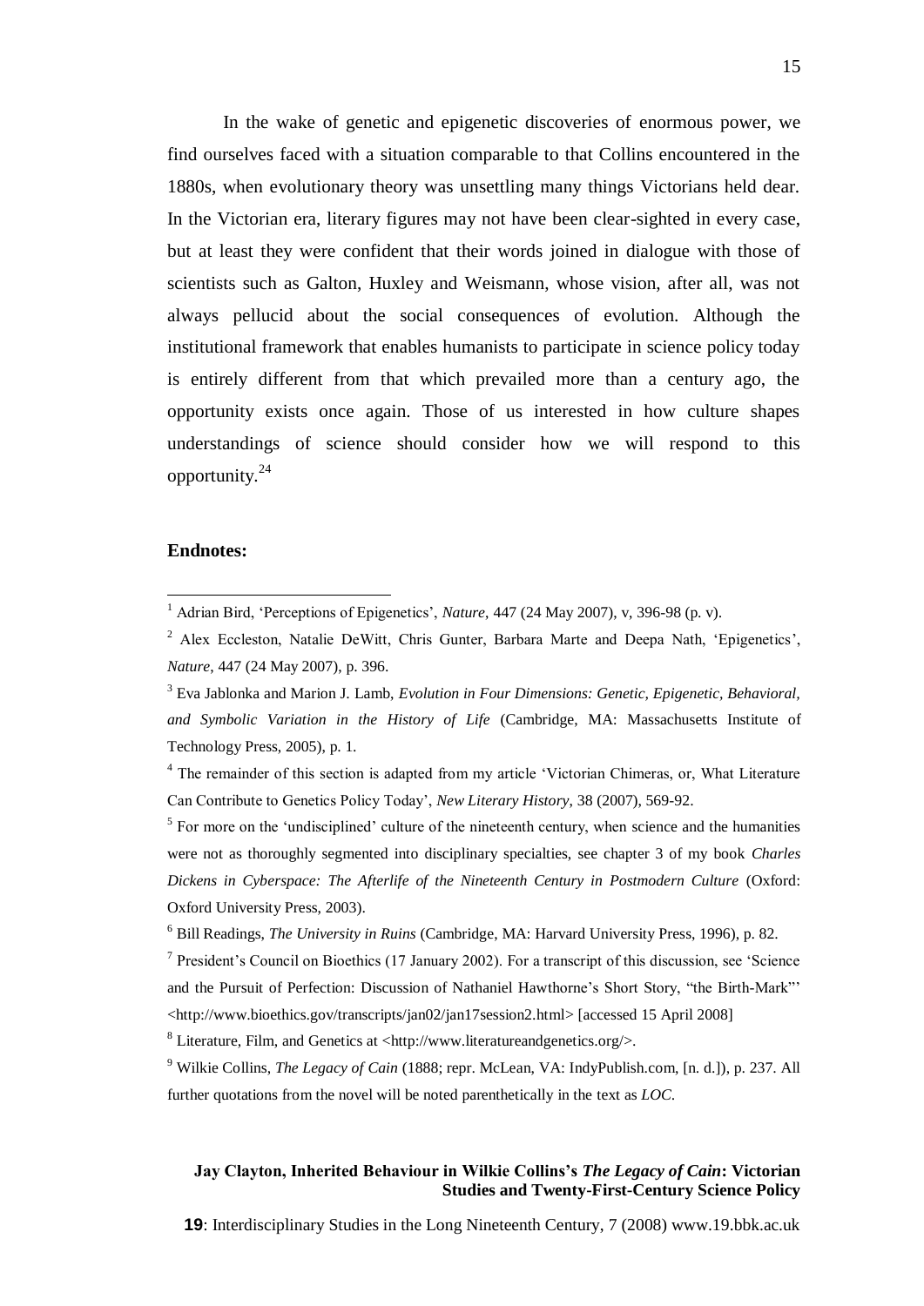In the wake of genetic and epigenetic discoveries of enormous power, we find ourselves faced with a situation comparable to that Collins encountered in the 1880s, when evolutionary theory was unsettling many things Victorians held dear. In the Victorian era, literary figures may not have been clear-sighted in every case, but at least they were confident that their words joined in dialogue with those of scientists such as Galton, Huxley and Weismann, whose vision, after all, was not always pellucid about the social consequences of evolution. Although the institutional framework that enables humanists to participate in science policy today is entirely different from that which prevailed more than a century ago, the opportunity exists once again. Those of us interested in how culture shapes understandings of science should consider how we will respond to this opportunity.[24]

**Endnotes:**

[1] Adrian Bird, 'Perceptions of Epigenetics', *Nature*, 447 (24 May 2007), v, 396-98 (p. v).

[2] Alex Eccleston, Natalie DeWitt, Chris Gunter, Barbara Marte and Deepa Nath, 'Epigenetics', *Nature*, 447 (24 May 2007), p. 396.

[3] Eva Jablonka and Marion J. Lamb, *Evolution in Four Dimensions: Genetic, Epigenetic, Behavioral, and Symbolic Variation in the History of Life* (Cambridge, MA: Massachusetts Institute of Technology Press, 2005), p. 1.

[4] The remainder of this section is adapted from my article 'Victorian Chimeras, or, What Literature Can Contribute to Genetics Policy Today', *New Literary History*, 38 (2007), 569-92.

[5] For more on the 'undisciplined' culture of the nineteenth century, when science and the humanities were not as thoroughly segmented into disciplinary specialties, see chapter 3 of my book *Charles Dickens in Cyberspace: The Afterlife of the Nineteenth Century in Postmodern Culture* (Oxford: Oxford University Press, 2003).

[6] Bill Readings, *The University in Ruins* (Cambridge, MA: Harvard University Press, 1996), p. 82.

[7] President's Council on Bioethics (17 January 2002). For a transcript of this discussion, see 'Science and the Pursuit of Perfection: Discussion of Nathaniel Hawthorne's Short Story, "the Birth-Mark"' <http://www.bioethics.gov/transcripts/jan02/jan17session2.html> [accessed 15 April 2008]

[8] Literature, Film, and Genetics at <http://www.literatureandgenetics.org/>.

[9] Wilkie Collins, *The Legacy of Cain* (1888; repr. McLean, VA: IndyPublish.com, [n. d.]), p. 237. All further quotations from the novel will be noted parenthetically in the text as *LOC*.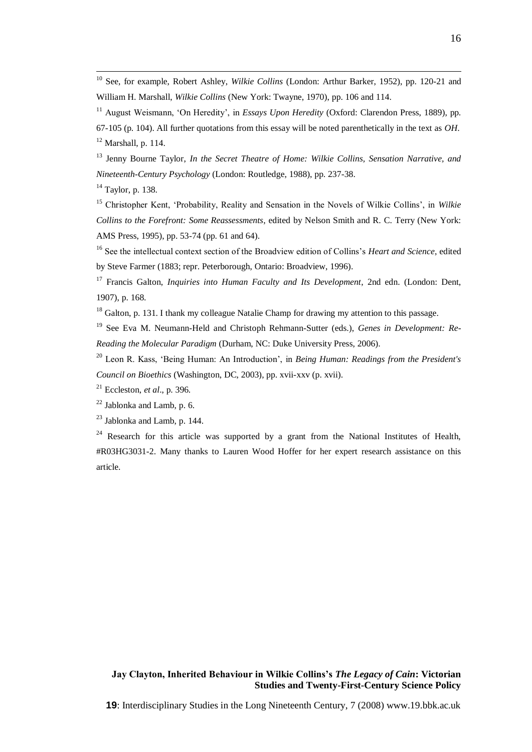[10] See, for example, Robert Ashley, *Wilkie Collins* (London: Arthur Barker, 1952), pp. 120-21 and William H. Marshall, *Wilkie Collins* (New York: Twayne, 1970), pp. 106 and 114.

[11] August Weismann, 'On Heredity', in *Essays Upon Heredity* (Oxford: Clarendon Press, 1889), pp. 67-105 (p. 104). All further quotations from this essay will be noted parenthetically in the text as *OH*.

[12] Marshall, p. 114.

[13] Jenny Bourne Taylor, *In the Secret Theatre of Home: Wilkie Collins, Sensation Narrative, and Nineteenth-Century Psychology* (London: Routledge, 1988), pp. 237-38.

[14] Taylor, p. 138.

[15] Christopher Kent, 'Probability, Reality and Sensation in the Novels of Wilkie Collins', in *Wilkie Collins to the Forefront: Some Reassessments*, edited by Nelson Smith and R. C. Terry (New York: AMS Press, 1995), pp. 53-74 (pp. 61 and 64).

[16] See the intellectual context section of the Broadview edition of Collins's *Heart and Science*, edited by Steve Farmer (1883; repr. Peterborough, Ontario: Broadview, 1996).

[17] Francis Galton, *Inquiries into Human Faculty and Its Development*, 2nd edn. (London: Dent, 1907), p. 168.

[18] Galton, p. 131. I thank my colleague Natalie Champ for drawing my attention to this passage.

[19] See Eva M. Neumann-Held and Christoph Rehmann-Sutter (eds.), *Genes in Development: Re-Reading the Molecular Paradigm* (Durham, NC: Duke University Press, 2006).

[20] Leon R. Kass, 'Being Human: An Introduction', in *Being Human: Readings from the President's Council on Bioethics* (Washington, DC, 2003), pp. xvii-xxv (p. xvii).

[21] Eccleston, *et al*., p. 396.

[22] Jablonka and Lamb, p. 6.

[23] Jablonka and Lamb, p. 144.

[24] Research for this article was supported by a grant from the National Institutes of Health, #R03HG3031-2. Many thanks to Lauren Wood Hoffer for her expert research assistance on this article.